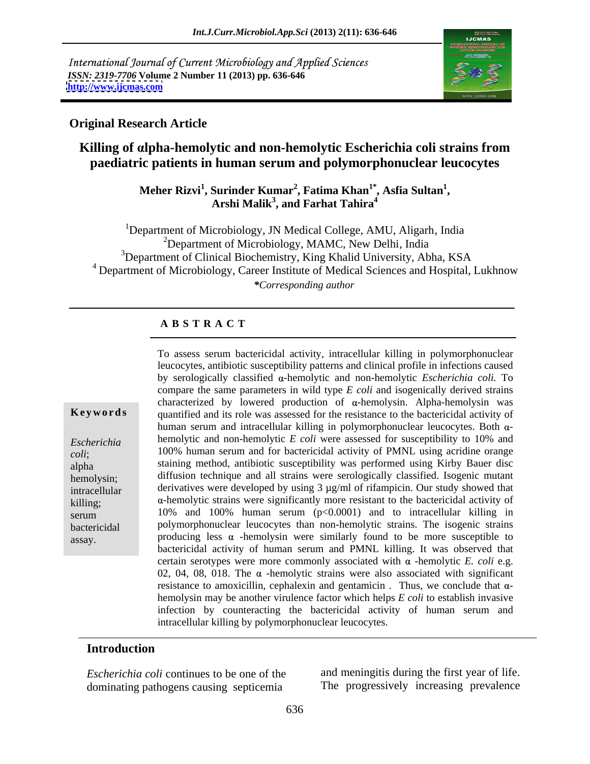International Journal of Current Microbiology and Applied Sciences
*ISSN: 2319-7706* **Volume 2 Number 11 (2013) pp. 636-646**
**http://www.ijcmas.com**

**Original Research Article**

# Killing of αlpha-hemolytic and non-hemolytic Escherichia coli strains from paediatric patients in human serum and polymorphonuclear leucocytes

**Meher Rizvi[1], Surinder Kumar[2], Fatima Khan[1*], Asfia Sultan[1], Arshi Malik[3], and Farhat Tahira[4]**

[1]Department of Microbiology, JN Medical College, AMU, Aligarh, India
[2]Department of Microbiology, MAMC, New Delhi, India
[3]Department of Clinical Biochemistry, King Khalid University, Abha, KSA
[4] Department of Microbiology, Career Institute of Medical Sciences and Hospital, Lukhnow
*\*Corresponding author*

## A B S T R A C T

**Keywords**

*Escherichia coli*; alpha hemolysin; intracellular killing; serum bactericidal assay.

To assess serum bactericidal activity, intracellular killing in polymorphonuclear leucocytes, antibiotic susceptibility patterns and clinical profile in infections caused by serologically classified α-hemolytic and non-hemolytic *Escherichia coli.* To compare the same parameters in wild type *E coli* and isogenically derived strains characterized by lowered production of α-hemolysin. Alpha-hemolysin was quantified and its role was assessed for the resistance to the bactericidal activity of human serum and intracellular killing in polymorphonuclear leucocytes. Both α-hemolytic and non-hemolytic *E coli* were assessed for susceptibility to 10% and 100% human serum and for bactericidal activity of PMNL using acridine orange staining method, antibiotic susceptibility was performed using Kirby Bauer disc diffusion technique and all strains were serologically classified. Isogenic mutant derivatives were developed by using 3 µg/ml of rifampicin. Our study showed that α-hemolytic strains were significantly more resistant to the bactericidal activity of 10% and 100% human serum ($p<0.0001$) and to intracellular killing in polymorphonuclear leucocytes than non-hemolytic strains. The isogenic strains producing less α -hemolysin were similarly found to be more susceptible to bactericidal activity of human serum and PMNL killing. It was observed that certain serotypes were more commonly associated with α -hemolytic *E. coli* e.g. 02, 04, 08, 018. The α -hemolytic strains were also associated with significant resistance to amoxicillin, cephalexin and gentamicin . Thus, we conclude that α-hemolysin may be another virulence factor which helps *E coli* to establish invasive infection by counteracting the bactericidal activity of human serum and intracellular killing by polymorphonuclear leucocytes.

## Introduction

*Escherichia coli* continues to be one of the dominating pathogens causing septicemia and meningitis during the first year of life. The progressively increasing prevalence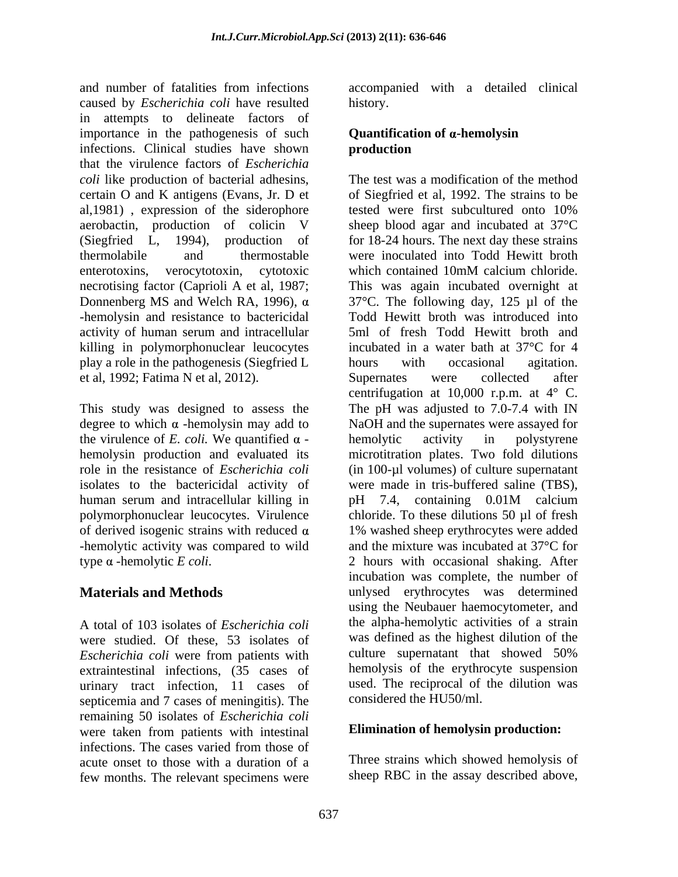and number of fatalities from infections caused by *Escherichia coli* have resulted in attempts to delineate factors of importance in the pathogenesis of such infections. Clinical studies have shown that the virulence factors of *Escherichia coli* like production of bacterial adhesins, certain O and K antigens (Evans, Jr. D et al,1981) , expression of the siderophore aerobactin, production of colicin V (Siegfried L, 1994), production of thermolabile and thermostable enterotoxins, verocytotoxin, cytotoxic necrotising factor (Caprioli A et al, 1987; Donnenberg MS and Welch RA, 1996), α -hemolysin and resistance to bactericidal activity of human serum and intracellular killing in polymorphonuclear leucocytes play a role in the pathogenesis (Siegfried L et al, 1992; Fatima N et al, 2012).

This study was designed to assess the degree to which α -hemolysin may add to the virulence of *E. coli.* We quantified α -hemolysin production and evaluated its role in the resistance of *Escherichia coli* isolates to the bactericidal activity of human serum and intracellular killing in polymorphonuclear leucocytes. Virulence of derived isogenic strains with reduced α -hemolytic activity was compared to wild type α -hemolytic *E coli*.

## Materials and Methods

A total of 103 isolates of *Escherichia coli* were studied. Of these, 53 isolates of *Escherichia coli* were from patients with extraintestinal infections, (35 cases of urinary tract infection, 11 cases of septicemia and 7 cases of meningitis). The remaining 50 isolates of *Escherichia coli* were taken from patients with intestinal infections. The cases varied from those of acute onset to those with a duration of a few months. The relevant specimens were accompanied with a detailed clinical history.

### Quantification of α-hemolysin production

The test was a modification of the method of Siegfried et al, 1992. The strains to be tested were first subcultured onto 10% sheep blood agar and incubated at 37°C for 18-24 hours. The next day these strains were inoculated into Todd Hewitt broth which contained 10mM calcium chloride. This was again incubated overnight at 37°C. The following day, 125 µl of the Todd Hewitt broth was introduced into 5ml of fresh Todd Hewitt broth and incubated in a water bath at 37°C for 4 hours with occasional agitation. Supernates were collected after centrifugation at 10,000 r.p.m. at 4° C. The pH was adjusted to 7.0-7.4 with IN NaOH and the supernates were assayed for hemolytic activity in polystyrene microtitration plates. Two fold dilutions (in 100-µl volumes) of culture supernatant were made in tris-buffered saline (TBS), pH 7.4, containing 0.01M calcium chloride. To these dilutions 50 µl of fresh 1% washed sheep erythrocytes were added and the mixture was incubated at 37°C for 2 hours with occasional shaking. After incubation was complete, the number of unlysed erythrocytes was determined using the Neubauer haemocytometer, and the alpha-hemolytic activities of a strain was defined as the highest dilution of the culture supernatant that showed 50% hemolysis of the erythrocyte suspension used. The reciprocal of the dilution was considered the HU50/ml.

### Elimination of hemolysin production:

Three strains which showed hemolysis of sheep RBC in the assay described above,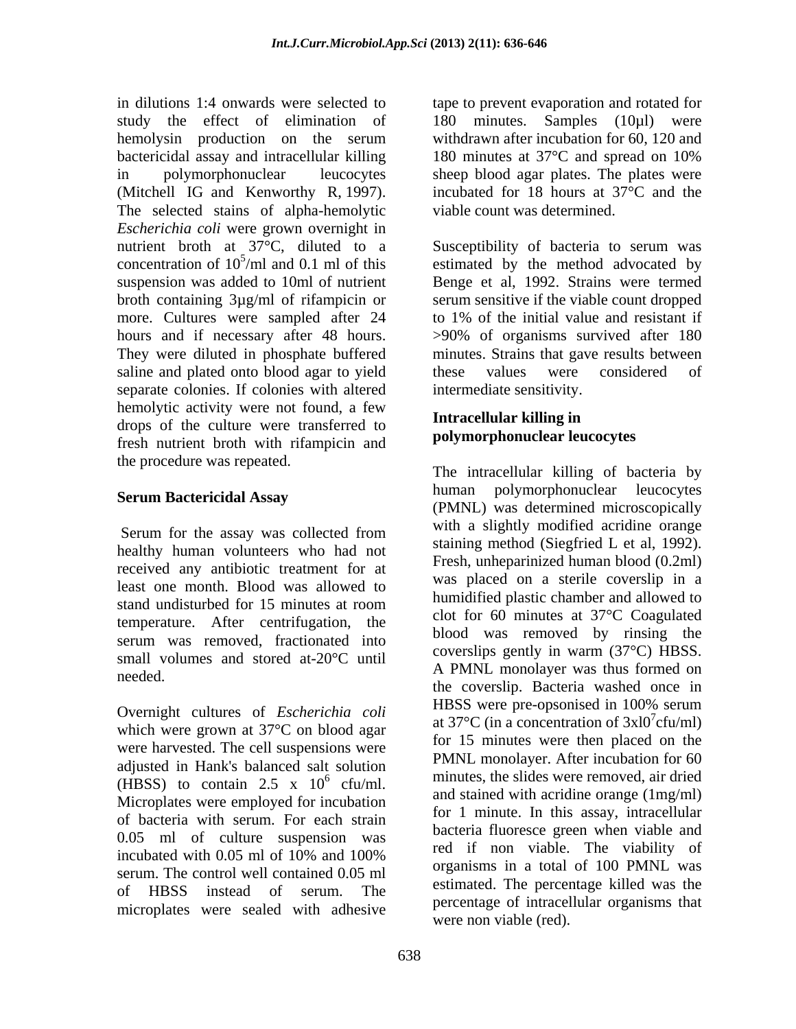in dilutions 1:4 onwards were selected to study the effect of elimination of hemolysin production on the serum bactericidal assay and intracellular killing in polymorphonuclear leucocytes (Mitchell IG and Kenworthy R, 1997). The selected stains of alpha-hemolytic *Escherichia coli* were grown overnight in nutrient broth at 37°C, diluted to a concentration of $10^5$/ml and 0.1 ml of this suspension was added to 10ml of nutrient broth containing 3µg/ml of rifampicin or more. Cultures were sampled after 24 hours and if necessary after 48 hours. They were diluted in phosphate buffered saline and plated onto blood agar to yield separate colonies. If colonies with altered hemolytic activity were not found, a few drops of the culture were transferred to fresh nutrient broth with rifampicin and the procedure was repeated.

## Serum Bactericidal Assay

Serum for the assay was collected from healthy human volunteers who had not received any antibiotic treatment for at least one month. Blood was allowed to stand undisturbed for 15 minutes at room temperature. After centrifugation, the serum was removed, fractionated into small volumes and stored at-20°C until needed.

Overnight cultures of *Escherichia coli* which were grown at 37°C on blood agar were harvested. The cell suspensions were adjusted in Hank's balanced salt solution (HBSS) to contain 2.5 x $10^6$ cfu/ml. Microplates were employed for incubation of bacteria with serum. For each strain 0.05 ml of culture suspension was incubated with 0.05 ml of 10% and 100% serum. The control well contained 0.05 ml of HBSS instead of serum. The microplates were sealed with adhesive tape to prevent evaporation and rotated for 180 minutes. Samples (10µl) were withdrawn after incubation for 60, 120 and 180 minutes at 37°C and spread on 10% sheep blood agar plates. The plates were incubated for 18 hours at 37°C and the viable count was determined.

Susceptibility of bacteria to serum was estimated by the method advocated by Benge et al, 1992. Strains were termed serum sensitive if the viable count dropped to 1% of the initial value and resistant if >90% of organisms survived after 180 minutes. Strains that gave results between these values were considered of intermediate sensitivity.

## Intracellular killing in polymorphonuclear leucocytes

The intracellular killing of bacteria by human polymorphonuclear leucocytes (PMNL) was determined microscopically with a slightly modified acridine orange staining method (Siegfried L et al, 1992). Fresh, unheparinized human blood (0.2ml) was placed on a sterile coverslip in a humidified plastic chamber and allowed to clot for 60 minutes at 37°C Coagulated blood was removed by rinsing the coverslips gently in warm (37°C) HBSS. A PMNL monolayer was thus formed on the coverslip. Bacteria washed once in HBSS were pre-opsonised in 100% serum at 37°C (in a concentration of 3xl$0^7$cfu/ml) for 15 minutes were then placed on the PMNL monolayer. After incubation for 60 minutes, the slides were removed, air dried and stained with acridine orange (1mg/ml) for 1 minute. In this assay, intracellular bacteria fluoresce green when viable and red if non viable. The viability of organisms in a total of 100 PMNL was estimated. The percentage killed was the percentage of intracellular organisms that were non viable (red).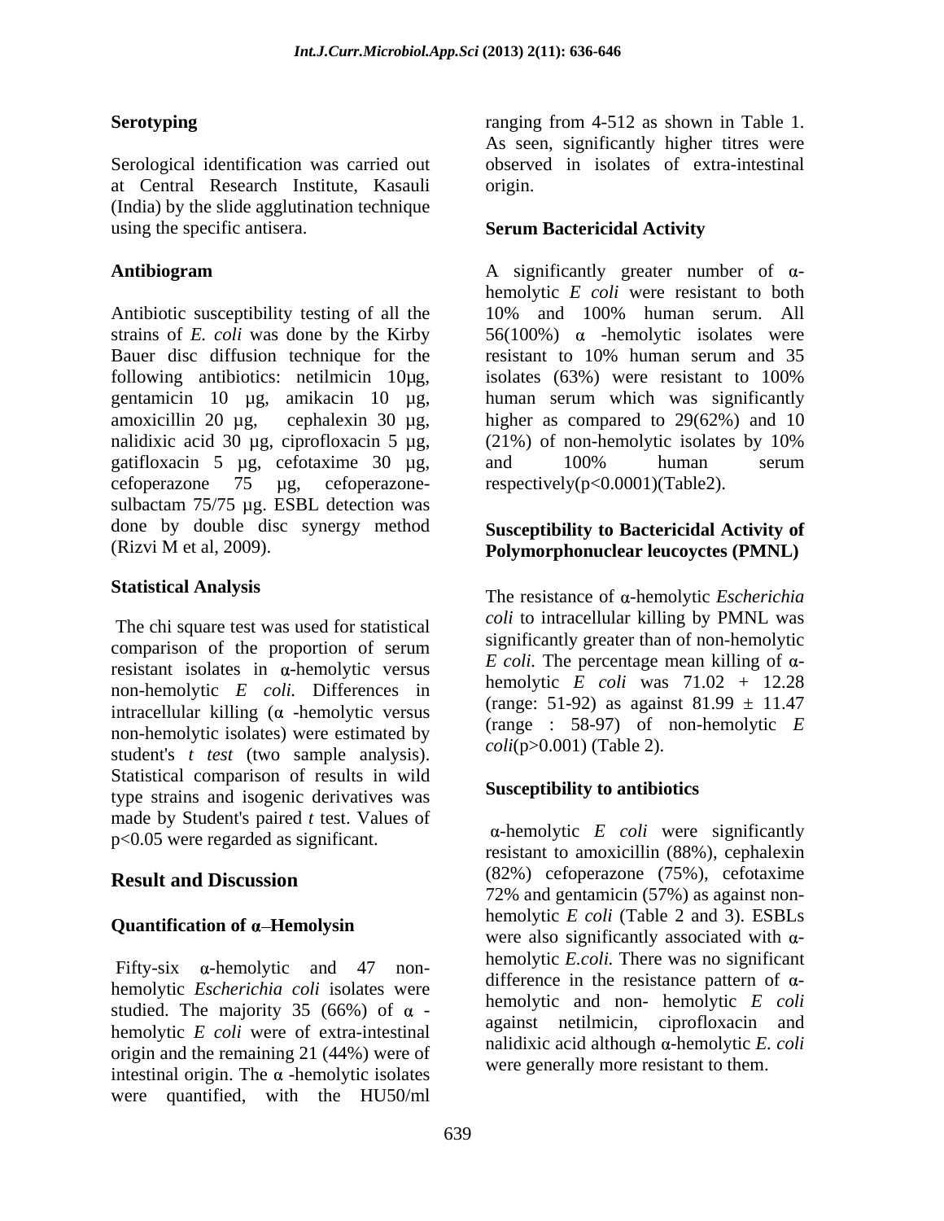## Serotyping

Serological identification was carried out at Central Research Institute, Kasauli (India) by the slide agglutination technique using the specific antisera.

## Antibiogram

Antibiotic susceptibility testing of all the strains of *E. coli* was done by the Kirby Bauer disc diffusion technique for the following antibiotics: netilmicin 10µg, gentamicin 10 µg, amikacin 10 µg, amoxicillin 20 µg, cephalexin 30 µg, nalidixic acid 30 µg, ciprofloxacin 5 µg, gatifloxacin 5 µg, cefotaxime 30 µg, cefoperazone 75 µg, cefoperazone-sulbactam 75/75 µg. ESBL detection was done by double disc synergy method (Rizvi M et al, 2009).

## Statistical Analysis

The chi square test was used for statistical comparison of the proportion of serum resistant isolates in α-hemolytic versus non-hemolytic *E coli*. Differences in intracellular killing (α -hemolytic versus non-hemolytic isolates) were estimated by student's *t test* (two sample analysis). Statistical comparison of results in wild type strains and isogenic derivatives was made by Student's paired *t* test. Values of $p<0.05$ were regarded as significant.

# Result and Discussion

## Quantification of α–Hemolysin

Fifty-six α-hemolytic and 47 non-hemolytic *Escherichia coli* isolates were studied. The majority 35 (66%) of α -hemolytic *E coli* were of extra-intestinal origin and the remaining 21 (44%) were of intestinal origin. The α -hemolytic isolates were quantified, with the HU50/ml ranging from 4-512 as shown in Table 1. As seen, significantly higher titres were observed in isolates of extra-intestinal origin.

## Serum Bactericidal Activity

A significantly greater number of α-hemolytic *E coli* were resistant to both 10% and 100% human serum. All 56(100%) α -hemolytic isolates were resistant to 10% human serum and 35 isolates (63%) were resistant to 100% human serum which was significantly higher as compared to 29(62%) and 10 (21%) of non-hemolytic isolates by 10% and 100% human serum respectively($p<0.0001$)(Table2).

## Susceptibility to Bactericidal Activity of Polymorphonuclear leucoyctes (PMNL)

The resistance of α-hemolytic *Escherichia coli* to intracellular killing by PMNL was significantly greater than of non-hemolytic *E coli*. The percentage mean killing of α-hemolytic *E coli* was 71.02 + 12.28 (range: 51-92) as against 81.99 ± 11.47 (range : 58-97) of non-hemolytic *E coli*($p>0.001$) (Table 2).

## Susceptibility to antibiotics

α-hemolytic *E coli* were significantly resistant to amoxicillin (88%), cephalexin (82%) cefoperazone (75%), cefotaxime 72% and gentamicin (57%) as against non-hemolytic *E coli* (Table 2 and 3). ESBLs were also significantly associated with α-hemolytic *E.coli*. There was no significant difference in the resistance pattern of α-hemolytic and non- hemolytic *E coli* against netilmicin, ciprofloxacin and nalidixic acid although α-hemolytic *E. coli* were generally more resistant to them.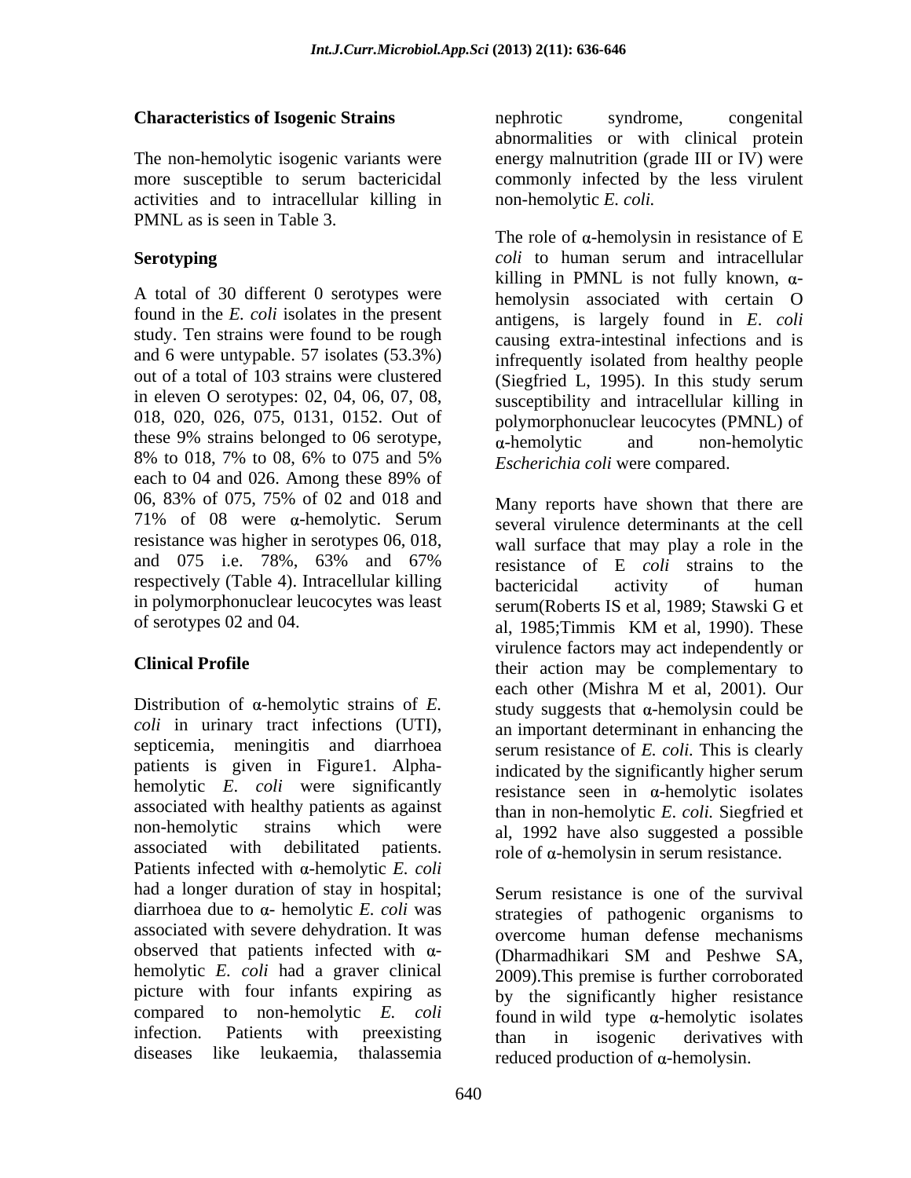**Characteristics of Isogenic Strains**

The non-hemolytic isogenic variants were more susceptible to serum bactericidal activities and to intracellular killing in PMNL as is seen in Table 3.

**Serotyping**

A total of 30 different 0 serotypes were found in the *E. coli* isolates in the present study. Ten strains were found to be rough and 6 were untypable. 57 isolates (53.3%) out of a total of 103 strains were clustered in eleven O serotypes: 02, 04, 06, 07, 08, 018, 020, 026, 075, 0131, 0152. Out of these 9% strains belonged to 06 serotype, 8% to 018, 7% to 08, 6% to 075 and 5% each to 04 and 026. Among these 89% of 06, 83% of 075, 75% of 02 and 018 and 71% of 08 were α-hemolytic. Serum resistance was higher in serotypes 06, 018, and 075 i.e. 78%, 63% and 67% respectively (Table 4). Intracellular killing in polymorphonuclear leucocytes was least of serotypes 02 and 04.

**Clinical Profile**

Distribution of α-hemolytic strains of *E. coli* in urinary tract infections (UTI), septicemia, meningitis and diarrhoea patients is given in Figure1. Alpha-hemolytic *E. coli* were significantly associated with healthy patients as against non-hemolytic strains which were associated with debilitated patients. Patients infected with α-hemolytic *E. coli* had a longer duration of stay in hospital; diarrhoea due to α- hemolytic *E. coli* was associated with severe dehydration. It was observed that patients infected with α-hemolytic *E. coli* had a graver clinical picture with four infants expiring as compared to non-hemolytic *E. coli* infection. Patients with preexisting diseases like leukaemia, thalassemia nephrotic syndrome, congenital abnormalities or with clinical protein energy malnutrition (grade III or IV) were commonly infected by the less virulent non-hemolytic *E. coli.*

The role of α-hemolysin in resistance of E *coli* to human serum and intracellular killing in PMNL is not fully known, α-hemolysin associated with certain O antigens, is largely found in *E. coli* causing extra-intestinal infections and is infrequently isolated from healthy people (Siegfried L, 1995). In this study serum susceptibility and intracellular killing in polymorphonuclear leucocytes (PMNL) of α-hemolytic and non-hemolytic *Escherichia coli* were compared.

Many reports have shown that there are several virulence determinants at the cell wall surface that may play a role in the resistance of E *coli* strains to the bactericidal activity of human serum(Roberts IS et al, 1989; Stawski G et al, 1985;Timmis KM et al, 1990). These virulence factors may act independently or their action may be complementary to each other (Mishra M et al, 2001). Our study suggests that α-hemolysin could be an important determinant in enhancing the serum resistance of *E. coli.* This is clearly indicated by the significantly higher serum resistance seen in α-hemolytic isolates than in non-hemolytic *E. coli.* Siegfried et al, 1992 have also suggested a possible role of α-hemolysin in serum resistance.

Serum resistance is one of the survival strategies of pathogenic organisms to overcome human defense mechanisms (Dharmadhikari SM and Peshwe SA, 2009).This premise is further corroborated by the significantly higher resistance found in wild type α-hemolytic isolates than in isogenic derivatives with reduced production of α-hemolysin.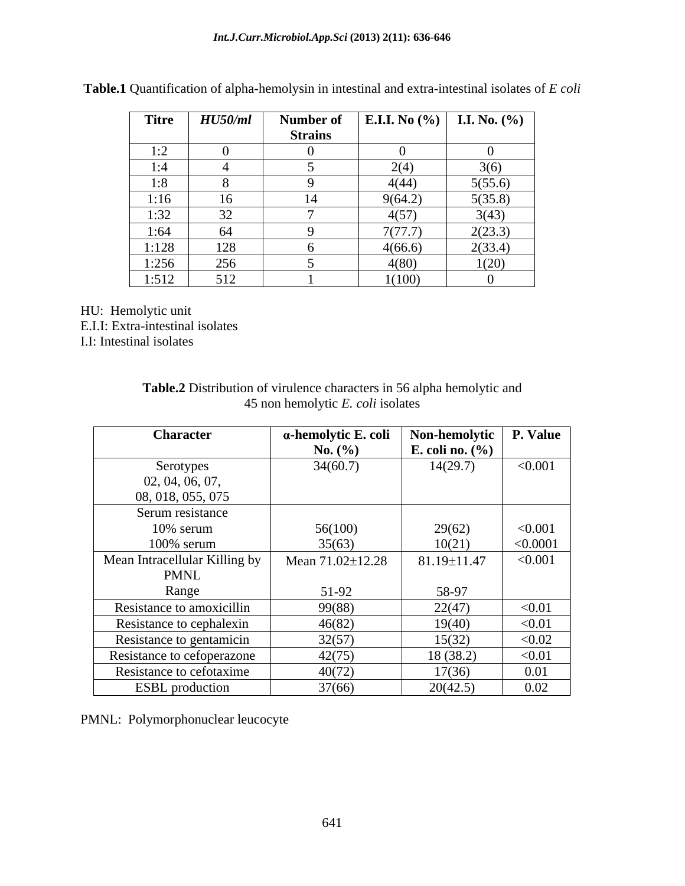**Table.1** Quantification of alpha-hemolysin in intestinal and extra-intestinal isolates of *E coli*

| Titre | *HU50/ml* | Number of Strains | E.I.I. No (%) | I.I. No. (%) |
|---|---|---|---|---|
| 1:2 | 0 | 0 | 0 | 0 |
| 1:4 | 4 | 5 | 2(4) | 3(6) |
| 1:8 | 8 | 9 | 4(44) | 5(55.6) |
| 1:16 | 16 | 14 | 9(64.2) | 5(35.8) |
| 1:32 | 32 | 7 | 4(57) | 3(43) |
| 1:64 | 64 | 9 | 7(77.7) | 2(23.3) |
| 1:128 | 128 | 6 | 4(66.6) | 2(33.4) |
| 1:256 | 256 | 5 | 4(80) | 1(20) |
| 1:512 | 512 | 1 | 1(100) | 0 |

HU: Hemolytic unit
E.I.I: Extra-intestinal isolates
I.I: Intestinal isolates

**Table.2** Distribution of virulence characters in 56 alpha hemolytic and 45 non hemolytic *E. coli* isolates

| Character | α-hemolytic E. coli No. (%) | Non-hemolytic E. coli no. (%) | P. Value |
|---|---|---|---|
| Serotypes 02, 04, 06, 07, 08, 018, 055, 075 | 34(60.7) | 14(29.7) | <0.001 |
| Serum resistance | | | |
| 10% serum | 56(100) | 29(62) | <0.001 |
| 100% serum | 35(63) | 10(21) | <0.0001 |
| Mean Intracellular Killing by PMNL | Mean 71.02±12.28 | 81.19±11.47 | <0.001 |
| Range | 51-92 | 58-97 | |
| Resistance to amoxicillin | 99(88) | 22(47) | <0.01 |
| Resistance to cephalexin | 46(82) | 19(40) | <0.01 |
| Resistance to gentamicin | 32(57) | 15(32) | <0.02 |
| Resistance to cefoperazone | 42(75) | 18 (38.2) | <0.01 |
| Resistance to cefotaxime | 40(72) | 17(36) | 0.01 |
| ESBL production | 37(66) | 20(42.5) | 0.02 |

PMNL: Polymorphonuclear leucocyte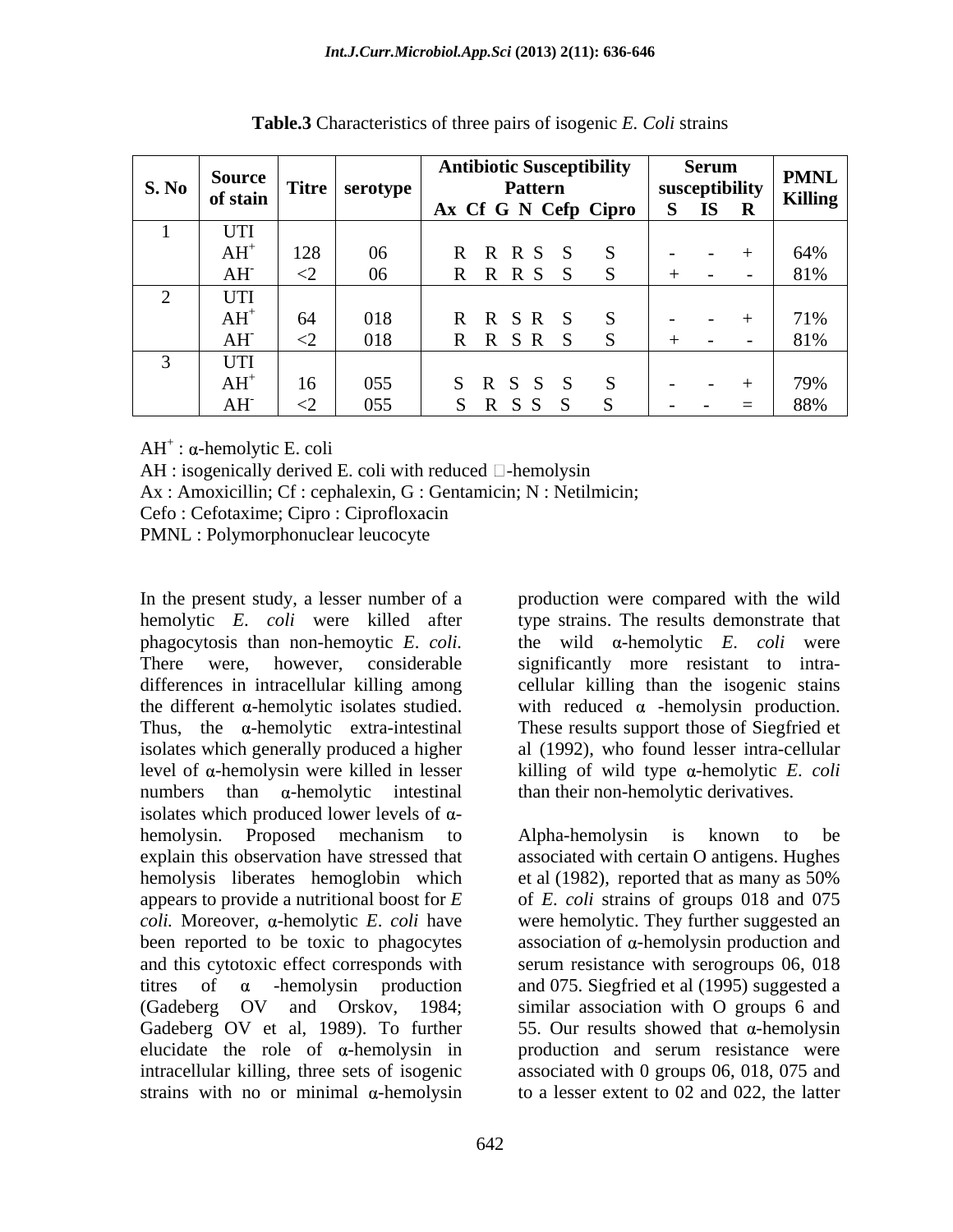**Table.3** Characteristics of three pairs of isogenic *E. Coli* strains

| S. No | Source of stain | Titre | serotype | Antibiotic Susceptibility Pattern | | | | | | Serum susceptibility | | | PMNL Killing |
|---|---|---|---|---|---|---|---|---|---|---|---|---|---|
| | | | | Ax | Cf | G | N | Cefp | Cipro | S | IS | R | |
| 1 | UTI | | | | | | | | | | | | |
| | $AH^+$ | 128 | 06 | R | R | R | S | S | S | - | - | + | 64% |
| | $AH^-$ | <2 | 06 | R | R | R | S | S | S | + | - | - | 81% |
| 2 | UTI | | | | | | | | | | | | |
| | $AH^+$ | 64 | 018 | R | R | S | R | S | S | - | - | + | 71% |
| | $AH^-$ | <2 | 018 | R | R | S | R | S | S | + | - | - | 81% |
| 3 | UTI | | | | | | | | | | | | |
| | $AH^+$ | 16 | 055 | S | R | S | S | S | S | - | - | + | 79% |
| | $AH^-$ | <2 | 055 | S | R | S | S | S | S | - | - | = | 88% |

$AH^+$ : α-hemolytic E. coli

AH : isogenically derived E. coli with reduced □-hemolysin

Ax : Amoxicillin; Cf : cephalexin, G : Gentamicin; N : Netilmicin;

Cefo : Cefotaxime; Cipro : Ciprofloxacin

PMNL : Polymorphonuclear leucocyte

In the present study, a lesser number of a hemolytic *E. coli* were killed after phagocytosis than non-hemoytic *E. coli.* There were, however, considerable differences in intracellular killing among the different α-hemolytic isolates studied. Thus, the α-hemolytic extra-intestinal isolates which generally produced a higher level of α-hemolysin were killed in lesser numbers than α-hemolytic intestinal isolates which produced lower levels of α-hemolysin. Proposed mechanism to explain this observation have stressed that hemolysis liberates hemoglobin which appears to provide a nutritional boost for *E coli.* Moreover, α-hemolytic *E. coli* have been reported to be toxic to phagocytes and this cytotoxic effect corresponds with titres of α -hemolysin production (Gadeberg OV and Orskov, 1984; Gadeberg OV et al, 1989). To further elucidate the role of α-hemolysin in intracellular killing, three sets of isogenic strains with no or minimal α-hemolysin production were compared with the wild type strains. The results demonstrate that the wild α-hemolytic *E. coli* were significantly more resistant to intra-cellular killing than the isogenic stains with reduced α -hemolysin production. These results support those of Siegfried et al (1992), who found lesser intra-cellular killing of wild type α-hemolytic *E. coli* than their non-hemolytic derivatives.

Alpha-hemolysin is known to be associated with certain O antigens. Hughes et al (1982), reported that as many as 50% of *E. coli* strains of groups 018 and 075 were hemolytic. They further suggested an association of α-hemolysin production and serum resistance with serogroups 06, 018 and 075. Siegfried et al (1995) suggested a similar association with O groups 6 and 55. Our results showed that α-hemolysin production and serum resistance were associated with 0 groups 06, 018, 075 and to a lesser extent to 02 and 022, the latter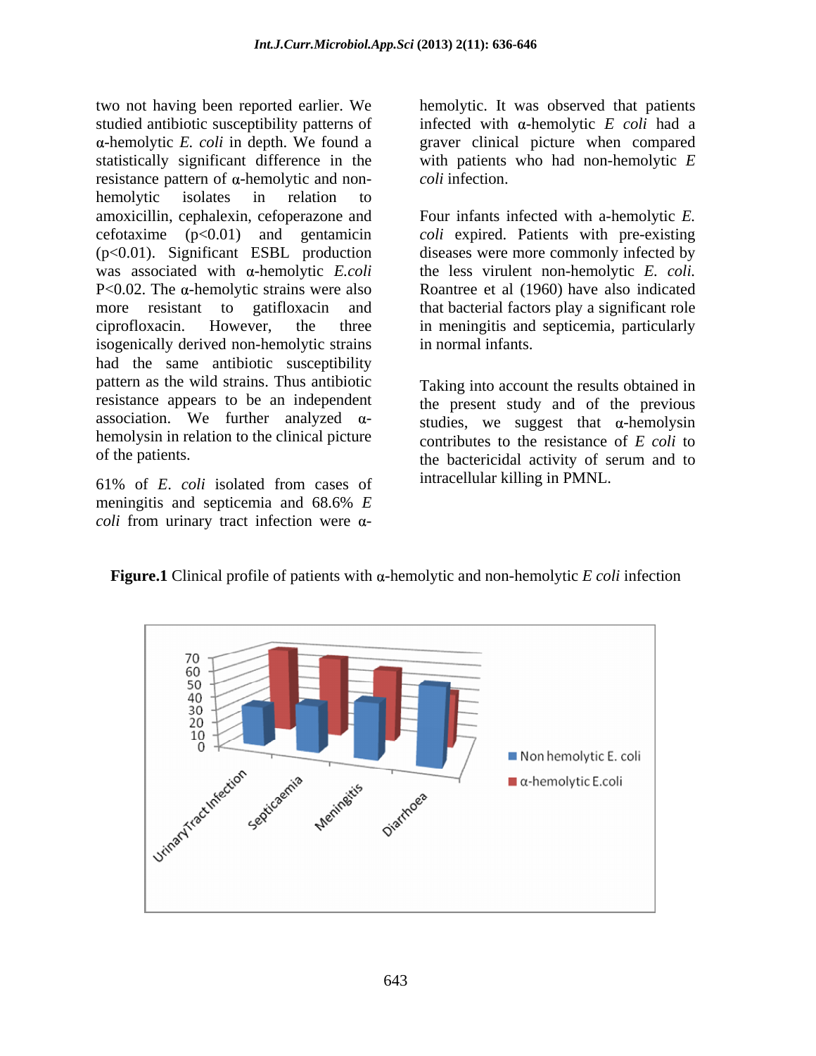two not having been reported earlier. We studied antibiotic susceptibility patterns of α-hemolytic *E. coli* in depth. We found a statistically significant difference in the resistance pattern of α-hemolytic and non-hemolytic isolates in relation to amoxicillin, cephalexin, cefoperazone and cefotaxime ($p<0.01$) and gentamicin ($p<0.01$). Significant ESBL production was associated with α-hemolytic *E.coli* $P<0.02$. The α-hemolytic strains were also more resistant to gatifloxacin and ciprofloxacin. However, the three isogenically derived non-hemolytic strains had the same antibiotic susceptibility pattern as the wild strains. Thus antibiotic resistance appears to be an independent association. We further analyzed α-hemolysin in relation to the clinical picture of the patients.

61% of *E. coli* isolated from cases of meningitis and septicemia and 68.6% *E coli* from urinary tract infection were α-hemolytic. It was observed that patients infected with α-hemolytic *E coli* had a graver clinical picture when compared with patients who had non-hemolytic *E coli* infection.

Four infants infected with a-hemolytic *E. coli* expired. Patients with pre-existing diseases were more commonly infected by the less virulent non-hemolytic *E. coli.* Roantree et al (1960) have also indicated that bacterial factors play a significant role in meningitis and septicemia, particularly in normal infants.

Taking into account the results obtained in the present study and of the previous studies, we suggest that α-hemolysin contributes to the resistance of *E coli* to the bactericidal activity of serum and to intracellular killing in PMNL.

**Figure.1** Clinical profile of patients with α-hemolytic and non-hemolytic *E coli* infection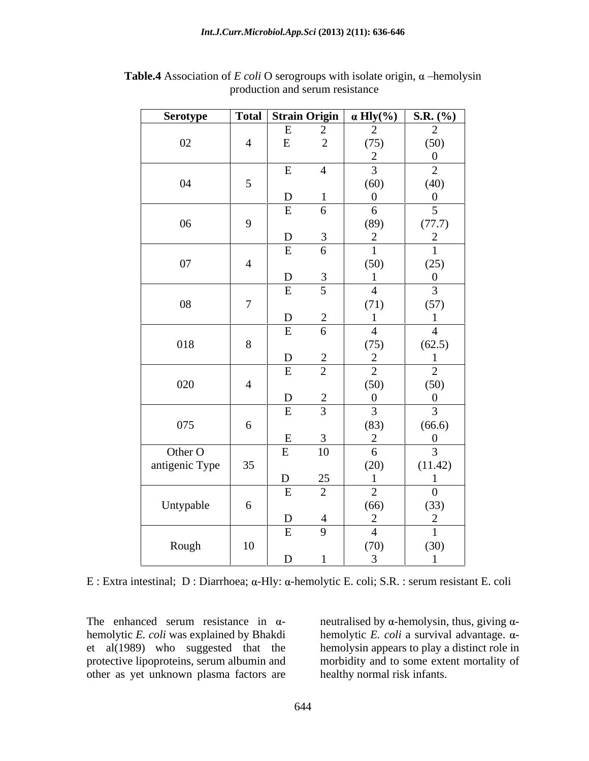**Table.4** Association of *E coli* O serogroups with isolate origin, α –hemolysin production and serum resistance

| Serotype | Total | Strain Origin | α Hly(%) | S.R. (%) |
|---|---|---|---|---|
| 02 | 4 | E 2<br>E 2 | 2<br>(75)<br>2 | 2<br>(50)<br>0 |
| 04 | 5 | E 4<br>D 1 | 3<br>(60)<br>0 | 2<br>(40)<br>0 |
| 06 | 9 | E 6<br>D 3 | 6<br>(89)<br>2 | 5<br>(77.7)<br>2 |
| 07 | 4 | E 6<br>D 3 | 1<br>(50)<br>1 | 1<br>(25)<br>0 |
| 08 | 7 | E 5<br>D 2 | 4<br>(71)<br>1 | 3<br>(57)<br>1 |
| 018 | 8 | E 6<br>D 2 | 4<br>(75)<br>2 | 4<br>(62.5)<br>1 |
| 020 | 4 | E 2<br>D 2 | 2<br>(50)<br>0 | 2<br>(50)<br>0 |
| 075 | 6 | E 3<br>E 3 | 3<br>(83)<br>2 | 3<br>(66.6)<br>0 |
| Other O antigenic Type | 35 | E 10<br>D 25 | 6<br>(20)<br>1 | 3<br>(11.42)<br>1 |
| Untypable | 6 | E 2<br>D 4 | 2<br>(66)<br>2 | 0<br>(33)<br>2 |
| Rough | 10 | E 9<br>D 1 | 4<br>(70)<br>3 | 1<br>(30)<br>1 |

E : Extra intestinal; D : Diarrhoea; α-Hly: α-hemolytic E. coli; S.R. : serum resistant E. coli

The enhanced serum resistance in α-hemolytic *E. coli* was explained by Bhakdi et al(1989) who suggested that the protective lipoproteins, serum albumin and other as yet unknown plasma factors are neutralised by α-hemolysin, thus, giving α-hemolytic *E. coli* a survival advantage. α-hemolysin appears to play a distinct role in morbidity and to some extent mortality of healthy normal risk infants.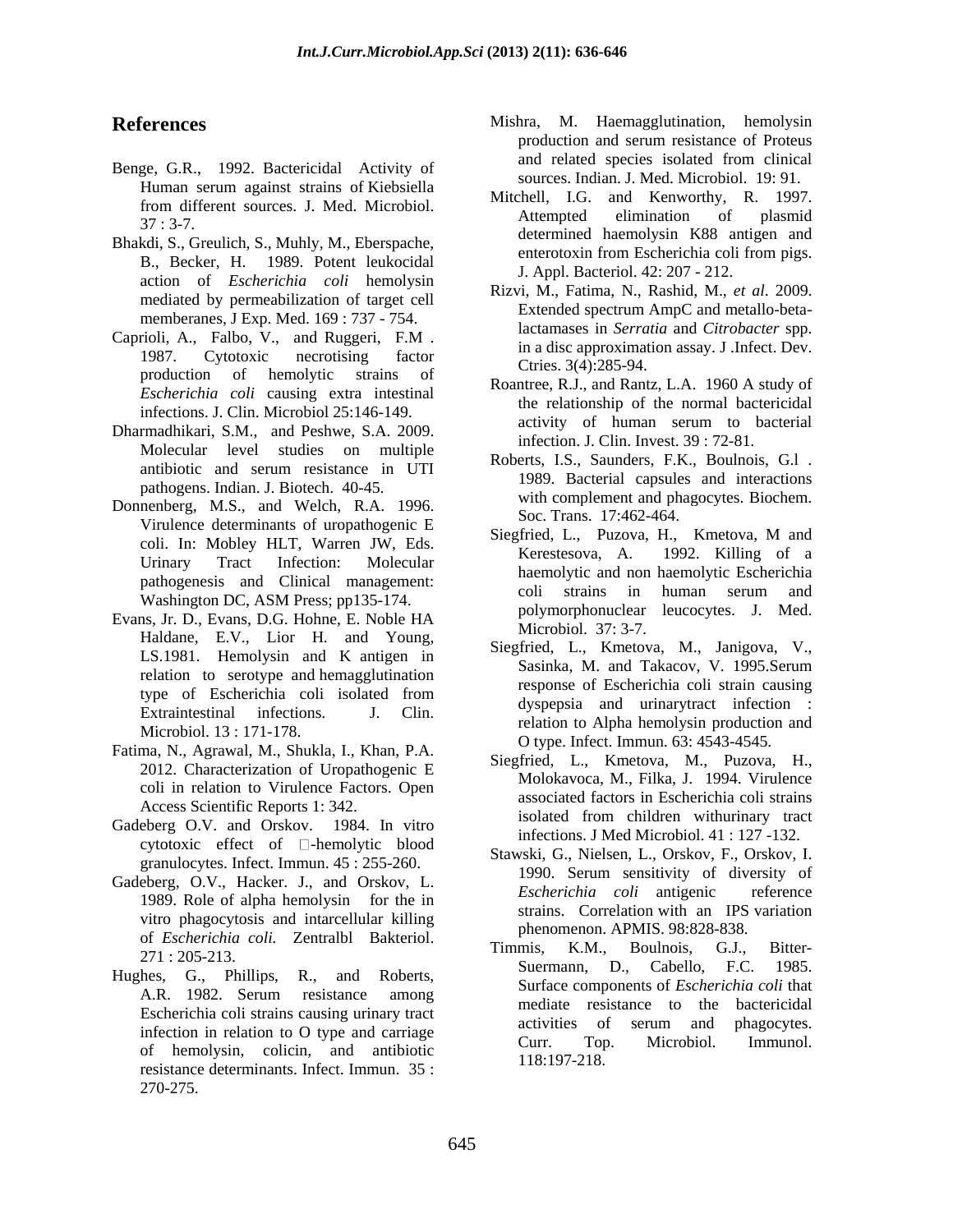## References

Benge, G.R., 1992. Bactericidal Activity of Human serum against strains of Kiebsiella from different sources. J. Med. Microbiol. 37 : 3-7.

Bhakdi, S., Greulich, S., Muhly, M., Eberspache, B., Becker, H. 1989. Potent leukocidal action of *Escherichia coli* hemolysin mediated by permeabilization of target cell memberanes, J Exp. Med. 169 : 737 - 754.

Caprioli, A., Falbo, V., and Ruggeri, F.M . 1987. Cytotoxic necrotising factor production of hemolytic strains of *Escherichia coli* causing extra intestinal infections. J. Clin. Microbiol 25:146-149.

Dharmadhikari, S.M., and Peshwe, S.A. 2009. Molecular level studies on multiple antibiotic and serum resistance in UTI pathogens. Indian. J. Biotech. 40-45.

Donnenberg, M.S., and Welch, R.A. 1996. Virulence determinants of uropathogenic E coli. In: Mobley HLT, Warren JW, Eds. Urinary Tract Infection: Molecular pathogenesis and Clinical management: Washington DC, ASM Press; pp135-174.

Evans, Jr. D., Evans, D.G. Hohne, E. Noble HA Haldane, E.V., Lior H. and Young, LS.1981. Hemolysin and K antigen in relation to serotype and hemagglutination type of Escherichia coli isolated from Extraintestinal infections. J. Clin. Microbiol. 13 : 171-178.

Fatima, N., Agrawal, M., Shukla, I., Khan, P.A. 2012. Characterization of Uropathogenic E coli in relation to Virulence Factors. Open Access Scientific Reports 1: 342.

Gadeberg O.V. and Orskov. 1984. In vitro cytotoxic effect of □-hemolytic blood granulocytes. Infect. Immun. 45 : 255-260.

Gadeberg, O.V., Hacker. J., and Orskov, L. 1989. Role of alpha hemolysin for the in vitro phagocytosis and intarcellular killing of *Escherichia coli.* Zentralbl Bakteriol. 271 : 205-213.

Hughes, G., Phillips, R., and Roberts, A.R. 1982. Serum resistance among Escherichia coli strains causing urinary tract infection in relation to O type and carriage of hemolysin, colicin, and antibiotic resistance determinants. Infect. Immun. 35 : 270-275.

Mishra, M. Haemagglutination, hemolysin production and serum resistance of Proteus and related species isolated from clinical sources. Indian. J. Med. Microbiol. 19: 91.

Mitchell, I.G. and Kenworthy, R. 1997. Attempted elimination of plasmid determined haemolysin K88 antigen and enterotoxin from Escherichia coli from pigs. J. Appl. Bacteriol. 42: 207 - 212.

Rizvi, M., Fatima, N., Rashid, M., *et al*. 2009. Extended spectrum AmpC and metallo-beta-lactamases in *Serratia* and *Citrobacter* spp. in a disc approximation assay. J .Infect. Dev. Ctries. 3(4):285-94.

Roantree, R.J., and Rantz, L.A. 1960 A study of the relationship of the normal bactericidal activity of human serum to bacterial infection. J. Clin. Invest. 39 : 72-81.

Roberts, I.S., Saunders, F.K., Boulnois, G.l . 1989. Bacterial capsules and interactions with complement and phagocytes. Biochem. Soc. Trans. 17:462-464.

Siegfried, L., Puzova, H., Kmetova, M and Kerestesova, A. 1992. Killing of a haemolytic and non haemolytic Escherichia coli strains in human serum and polymorphonuclear leucocytes. J. Med. Microbiol. 37: 3-7.

Siegfried, L., Kmetova, M., Janigova, V., Sasinka, M. and Takacov, V. 1995.Serum response of Escherichia coli strain causing dyspepsia and urinarytract infection : relation to Alpha hemolysin production and O type. Infect. Immun. 63: 4543-4545.

Siegfried, L., Kmetova, M., Puzova, H., Molokavoca, M., Filka, J. 1994. Virulence associated factors in Escherichia coli strains isolated from children withurinary tract infections. J Med Microbiol. 41 : 127 -132.

Stawski, G., Nielsen, L., Orskov, F., Orskov, I. 1990. Serum sensitivity of diversity of *Escherichia coli* antigenic reference strains. Correlation with an IPS variation phenomenon. APMIS. 98:828-838.

Timmis, K.M., Boulnois, G.J., Bitter-Suermann, D., Cabello, F.C. 1985. Surface components of *Escherichia coli* that mediate resistance to the bactericidal activities of serum and phagocytes. Curr. Top. Microbiol. Immunol. 118:197-218.